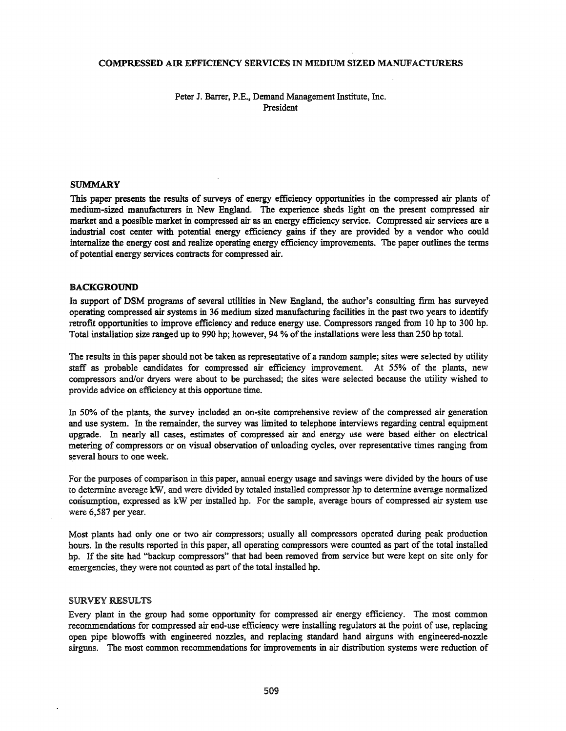# COMPRESSED AIR EFFICIENCY SERVICES IN MEDIUM SIZED MANUFACTURERS

Peter J. Barrer, P.E., Demand Management Institute, Inc.
President

## SUMMARY

This paper presents the results of surveys of energy efficiency opportunities in the compressed air plants of medium-sized manufacturers in New England. The experience sheds light on the present compressed air market and a possible market in compressed air as an energy efficiency service. Compressed air services are a industrial cost center with potential energy efficiency gains if they are provided by a vendor who could internalize the energy cost and realize operating energy efficiency improvements. The paper outlines the terms of potential energy services contracts for compressed air.

## BACKGROUND

In support of DSM programs of several utilities in New England, the author's consulting firm has surveyed operating compressed air systems in 36 medium sized manufacturing facilities in the past two years to identify retrofit opportunities to improve efficiency and reduce energy use. Compressors ranged from 10 hp to 300 hp. Total installation size ranged up to 990 hp; however, 94 % of the installations were less than 250 hp total.

The results in this paper should not be taken as representative of a random sample; sites were selected by utility staff as probable candidates for compressed air efficiency improvement. At 55% of the plants, new compressors and/or dryers were about to be purchased; the sites were selected because the utility wished to provide advice on efficiency at this opportune time.

In 50% of the plants, the survey included an on-site comprehensive review of the compressed air generation and use system. In the remainder, the survey was limited to telephone interviews regarding central equipment upgrade. In nearly all cases, estimates of compressed air and energy use were based either on electrical metering of compressors or on visual observation of unloading cycles, over representative times ranging from several hours to one week.

For the purposes of comparison in this paper, annual energy usage and savings were divided by the hours of use to determine average kW, and were divided by totaled installed compressor hp to determine average normalized consumption, expressed as kW per installed hp. For the sample, average hours of compressed air system use were 6,587 per year.

Most plants had only one or two air compressors; usually all compressors operated during peak production hours. In the results reported in this paper, all operating compressors were counted as part of the total installed hp. If the site had "backup compressors" that had been removed from service but were kept on site only for emergencies, they were not counted as part of the total installed hp.

## SURVEY RESULTS

Every plant in the group had some opportunity for compressed air energy efficiency. The most common recommendations for compressed air end-use efficiency were installing regulators at the point of use, replacing open pipe blowoffs with engineered nozzles, and replacing standard hand airguns with engineered-nozzle airguns. The most common recommendations for improvements in air distribution systems were reduction of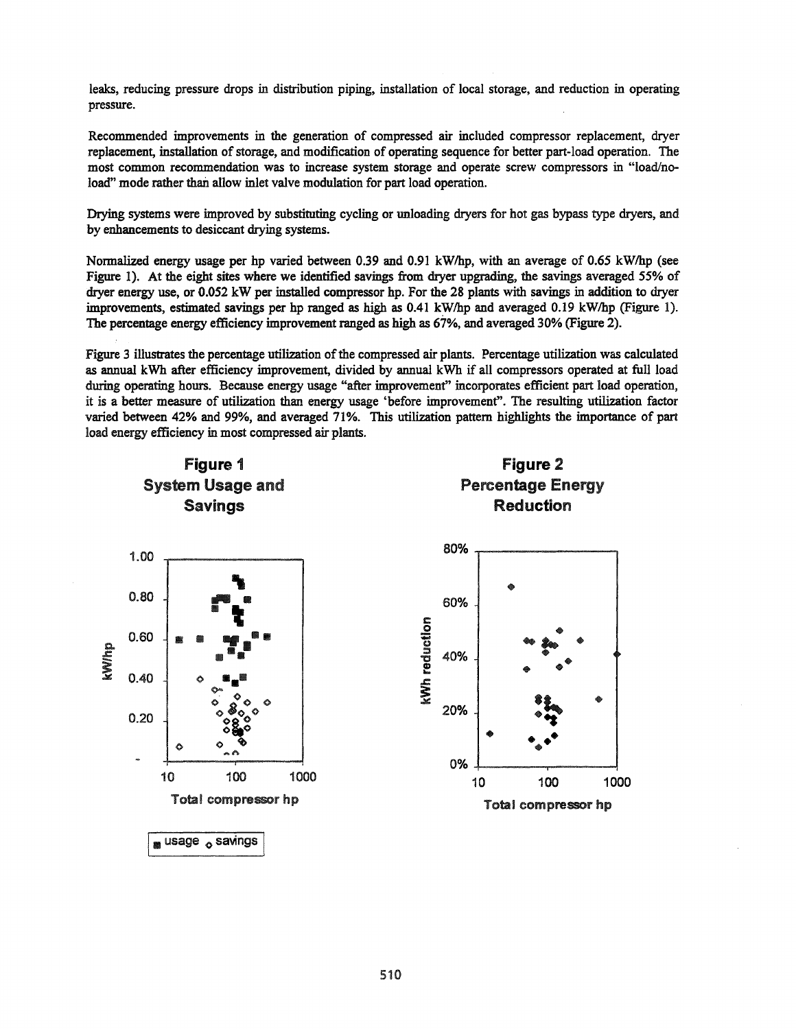leaks, reducing pressure drops in distribution piping, installation of local storage, and reduction in operating pressure.

Recommended improvements in the generation of compressed air included compressor replacement, dryer replacement, installation of storage, and modification of operating sequence for better part-load operation. The most common recommendation was to increase system storage and operate screw compressors in "load/no-load" mode rather than allow inlet valve modulation for part load operation.

Drying systems were improved by substituting cycling or unloading dryers for hot gas bypass type dryers, and by enhancements to desiccant drying systems.

Normalized energy usage per hp varied between 0.39 and 0.91 kW/hp, with an average of 0.65 kW/hp (see Figure 1). At the eight sites where we identified savings from dryer upgrading, the savings averaged 55% of dryer energy use, or 0.052 kW per installed compressor hp. For the 28 plants with savings in addition to dryer improvements, estimated savings per hp ranged as high as 0.41 kW/hp and averaged 0.19 kW/hp (Figure 1). The percentage energy efficiency improvement ranged as high as 67%, and averaged 30% (Figure 2).

Figure 3 illustrates the percentage utilization of the compressed air plants. Percentage utilization was calculated as annual kWh after efficiency improvement, divided by annual kWh if all compressors operated at full load during operating hours. Because energy usage "after improvement" incorporates efficient part load operation, it is a better measure of utilization than energy usage 'before improvement". The resulting utilization factor varied between 42% and 99%, and averaged 71%. This utilization pattern highlights the importance of part load energy efficiency in most compressed air plants.

**Figure 1**
**System Usage and Savings**

**Figure 2**
**Percentage Energy Reduction**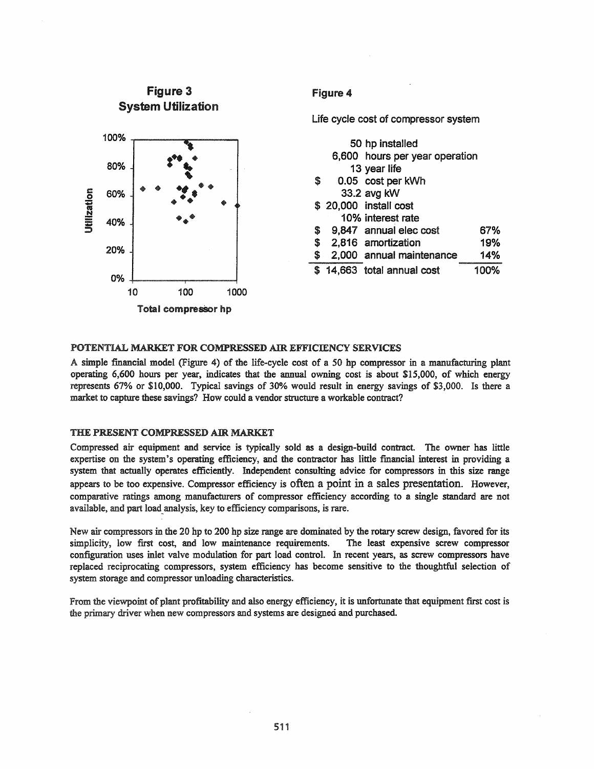**Figure 3**
**System Utilization**

**Figure 4**

Life cycle cost of compressor system

| | | |
|---|---|---|
| 50 | hp installed | |
| 6,600 | hours per year operation | |
| 13 | year life | |
| $ 0.05 | cost per kWh | |
| 33.2 | avg kW | |
| $ 20,000 | install cost | |
| 10% | interest rate | |
| $ 9,847 | annual elec cost | 67% |
| $ 2,816 | amortization | 19% |
| $ 2,000 | annual maintenance | 14% |
| $ 14,663 | total annual cost | 100% |

### POTENTIAL MARKET FOR COMPRESSED AIR EFFICIENCY SERVICES

A simple financial model (Figure 4) of the life-cycle cost of a 50 hp compressor in a manufacturing plant operating 6,600 hours per year, indicates that the annual owning cost is about $15,000, of which energy represents 67% or $10,000. Typical savings of 30% would result in energy savings of $3,000. Is there a market to capture these savings? How could a vendor structure a workable contract?

### THE PRESENT COMPRESSED AIR MARKET

Compressed air equipment and service is typically sold as a design-build contract. The owner has little expertise on the system's operating efficiency, and the contractor has little financial interest in providing a system that actually operates efficiently. Independent consulting advice for compressors in this size range appears to be too expensive. Compressor efficiency is often a point in a sales presentation. However, comparative ratings among manufacturers of compressor efficiency according to a single standard are not available, and part load analysis, key to efficiency comparisons, is rare.

New air compressors in the 20 hp to 200 hp size range are dominated by the rotary screw design, favored for its simplicity, low first cost, and low maintenance requirements. The least expensive screw compressor configuration uses inlet valve modulation for part load control. In recent years, as screw compressors have replaced reciprocating compressors, system efficiency has become sensitive to the thoughtful selection of system storage and compressor unloading characteristics.

From the viewpoint of plant profitability and also energy efficiency, it is unfortunate that equipment first cost is the primary driver when new compressors and systems are designed and purchased.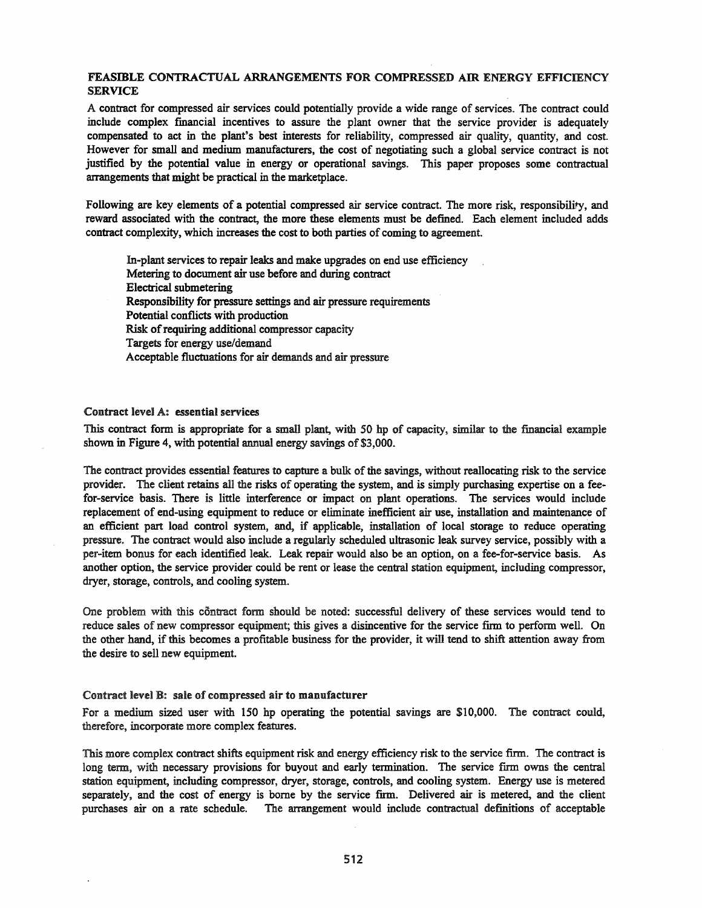### FEASIBLE CONTRACTUAL ARRANGEMENTS FOR COMPRESSED AIR ENERGY EFFICIENCY SERVICE

A contract for compressed air services could potentially provide a wide range of services. The contract could include complex financial incentives to assure the plant owner that the service provider is adequately compensated to act in the plant's best interests for reliability, compressed air quality, quantity, and cost. However for small and medium manufacturers, the cost of negotiating such a global service contract is not justified by the potential value in energy or operational savings. This paper proposes some contractual arrangements that might be practical in the marketplace.

Following are key elements of a potential compressed air service contract. The more risk, responsibility, and reward associated with the contract, the more these elements must be defined. Each element included adds contract complexity, which increases the cost to both parties of coming to agreement.

- In-plant services to repair leaks and make upgrades on end use efficiency
- Metering to document air use before and during contract
- Electrical submetering
- Responsibility for pressure settings and air pressure requirements
- Potential conflicts with production
- Risk of requiring additional compressor capacity
- Targets for energy use/demand
- Acceptable fluctuations for air demands and air pressure

#### Contract level A: essential services

This contract form is appropriate for a small plant, with 50 hp of capacity, similar to the financial example shown in Figure 4, with potential annual energy savings of $3,000.

The contract provides essential features to capture a bulk of the savings, without reallocating risk to the service provider. The client retains all the risks of operating the system, and is simply purchasing expertise on a fee-for-service basis. There is little interference or impact on plant operations. The services would include replacement of end-using equipment to reduce or eliminate inefficient air use, installation and maintenance of an efficient part load control system, and, if applicable, installation of local storage to reduce operating pressure. The contract would also include a regularly scheduled ultrasonic leak survey service, possibly with a per-item bonus for each identified leak. Leak repair would also be an option, on a fee-for-service basis. As another option, the service provider could be rent or lease the central station equipment, including compressor, dryer, storage, controls, and cooling system.

One problem with this contract form should be noted: successful delivery of these services would tend to reduce sales of new compressor equipment; this gives a disincentive for the service firm to perform well. On the other hand, if this becomes a profitable business for the provider, it will tend to shift attention away from the desire to sell new equipment.

#### Contract level B: sale of compressed air to manufacturer

For a medium sized user with 150 hp operating the potential savings are $10,000. The contract could, therefore, incorporate more complex features.

This more complex contract shifts equipment risk and energy efficiency risk to the service firm. The contract is long term, with necessary provisions for buyout and early termination. The service firm owns the central station equipment, including compressor, dryer, storage, controls, and cooling system. Energy use is metered separately, and the cost of energy is borne by the service firm. Delivered air is metered, and the client purchases air on a rate schedule. The arrangement would include contractual definitions of acceptable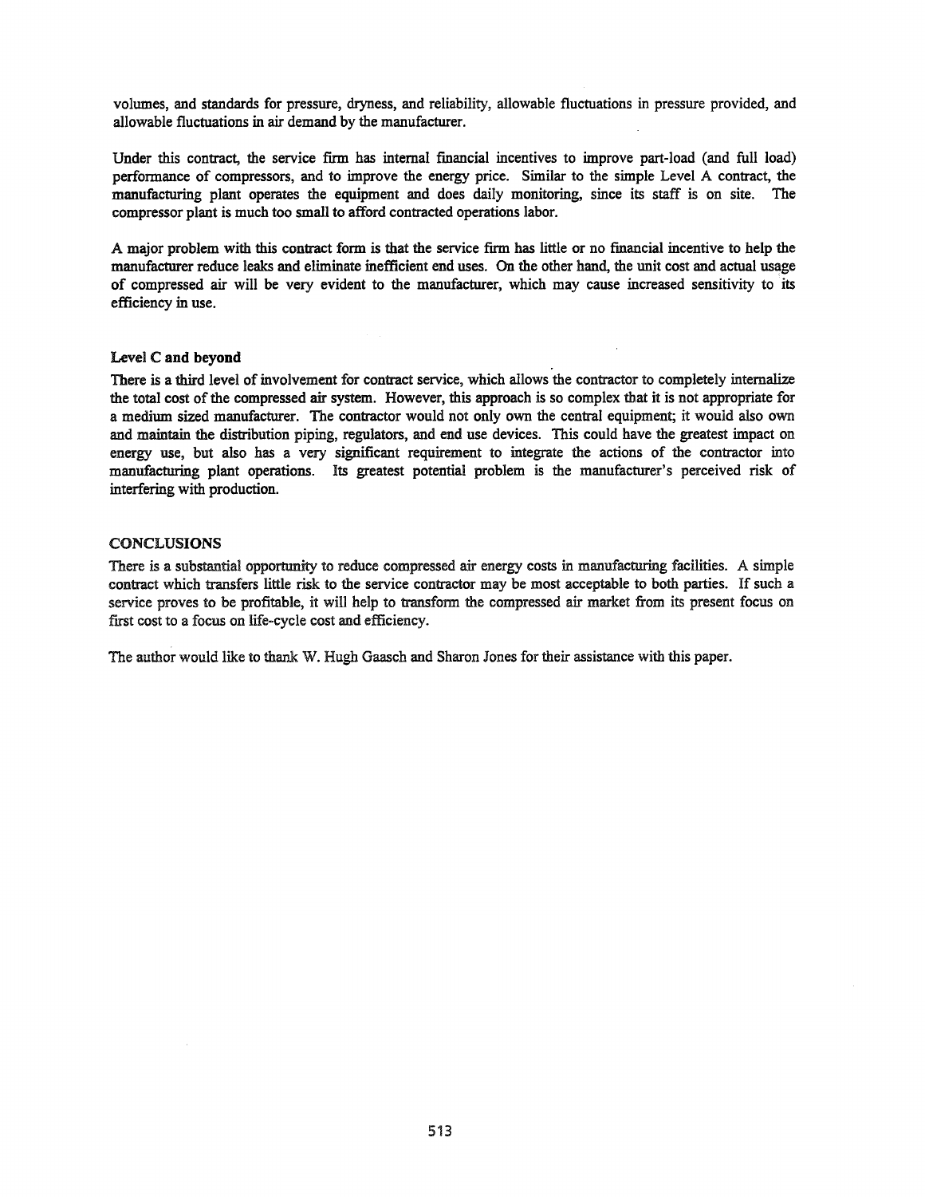volumes, and standards for pressure, dryness, and reliability, allowable fluctuations in pressure provided, and allowable fluctuations in air demand by the manufacturer.

Under this contract, the service firm has internal financial incentives to improve part-load (and full load) performance of compressors, and to improve the energy price. Similar to the simple Level A contract, the manufacturing plant operates the equipment and does daily monitoring, since its staff is on site. The compressor plant is much too small to afford contracted operations labor.

A major problem with this contract form is that the service firm has little or no financial incentive to help the manufacturer reduce leaks and eliminate inefficient end uses. On the other hand, the unit cost and actual usage of compressed air will be very evident to the manufacturer, which may cause increased sensitivity to its efficiency in use.

### Level C and beyond

There is a third level of involvement for contract service, which allows the contractor to completely internalize the total cost of the compressed air system. However, this approach is so complex that it is not appropriate for a medium sized manufacturer. The contractor would not only own the central equipment; it would also own and maintain the distribution piping, regulators, and end use devices. This could have the greatest impact on energy use, but also has a very significant requirement to integrate the actions of the contractor into manufacturing plant operations. Its greatest potential problem is the manufacturer's perceived risk of interfering with production.

## CONCLUSIONS

There is a substantial opportunity to reduce compressed air energy costs in manufacturing facilities. A simple contract which transfers little risk to the service contractor may be most acceptable to both parties. If such a service proves to be profitable, it will help to transform the compressed air market from its present focus on first cost to a focus on life-cycle cost and efficiency.

The author would like to thank W. Hugh Gaasch and Sharon Jones for their assistance with this paper.